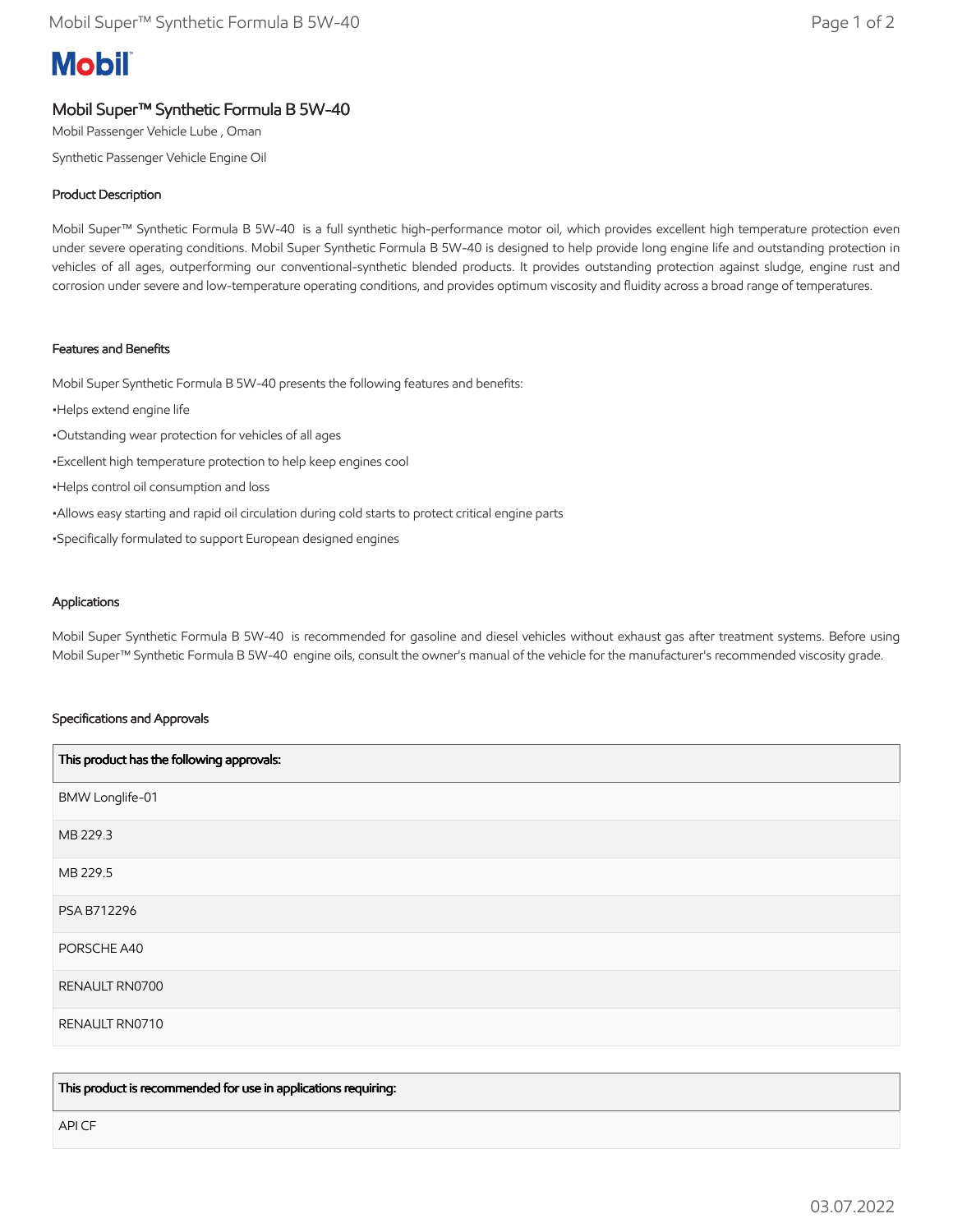Mobil

# Mobil Super™ Synthetic Formula B 5W-40

Mobil Passenger Vehicle Lube , Oman

Synthetic Passenger Vehicle Engine Oil

## Product Description

Mobil Super™ Synthetic Formula B 5W-40 is a full synthetic high-performance motor oil, which provides excellent high temperature protection even under severe operating conditions. Mobil Super Synthetic Formula B 5W-40 is designed to help provide long engine life and outstanding protection in vehicles of all ages, outperforming our conventional-synthetic blended products. It provides outstanding protection against sludge, engine rust and corrosion under severe and low-temperature operating conditions, and provides optimum viscosity and fluidity across a broad range of temperatures.

## Features and Benefits

Mobil Super Synthetic Formula B 5W-40 presents the following features and benefits:

- Helps extend engine life
- Outstanding wear protection for vehicles of all ages
- Excellent high temperature protection to help keep engines cool
- Helps control oil consumption and loss
- Allows easy starting and rapid oil circulation during cold starts to protect critical engine parts
- Specifically formulated to support European designed engines

## Applications

Mobil Super Synthetic Formula B 5W-40 is recommended for gasoline and diesel vehicles without exhaust gas after treatment systems. Before using Mobil Super™ Synthetic Formula B 5W-40 engine oils, consult the owner's manual of the vehicle for the manufacturer's recommended viscosity grade.

## Specifications and Approvals

| This product has the following approvals: |
|---|
| BMW Longlife-01 |
| MB 229.3 |
| MB 229.5 |
| PSA B712296 |
| PORSCHE A40 |
| RENAULT RN0700 |
| RENAULT RN0710 |

| This product is recommended for use in applications requiring: |
|---|
| API CF |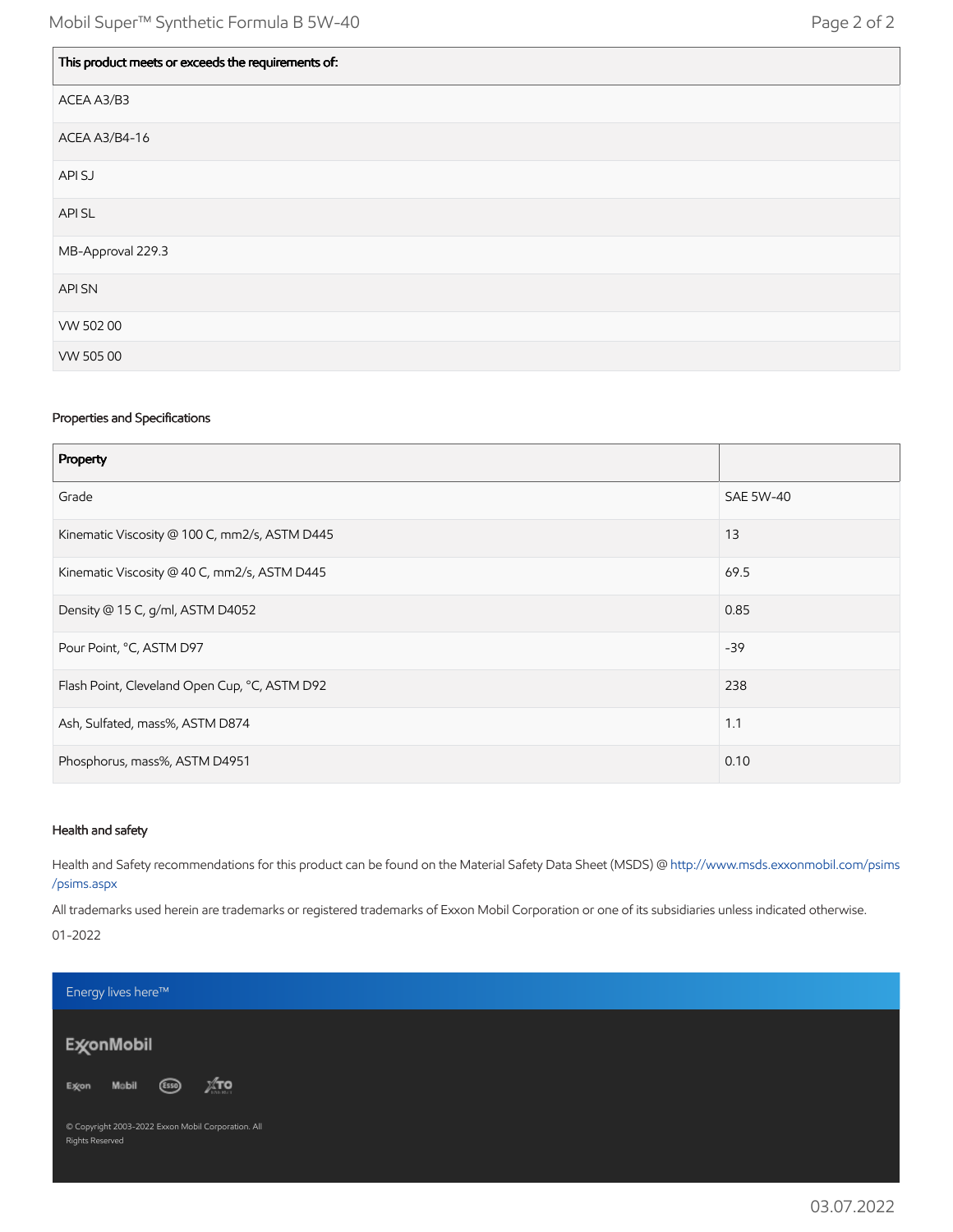| This product meets or exceeds the requirements of: |
|---|
| ACEA A3/B3 |
| ACEA A3/B4-16 |
| API SJ |
| API SL |
| MB-Approval 229.3 |
| API SN |
| VW 502 00 |
| VW 505 00 |

### Properties and Specifications

| Property | |
|---|---|
| Grade | SAE 5W-40 |
| Kinematic Viscosity @ 100 C, mm2/s, ASTM D445 | 13 |
| Kinematic Viscosity @ 40 C, mm2/s, ASTM D445 | 69.5 |
| Density @ 15 C, g/ml, ASTM D4052 | 0.85 |
| Pour Point, °C, ASTM D97 | -39 |
| Flash Point, Cleveland Open Cup, °C, ASTM D92 | 238 |
| Ash, Sulfated, mass%, ASTM D874 | 1.1 |
| Phosphorus, mass%, ASTM D4951 | 0.10 |

### Health and safety

Health and Safety recommendations for this product can be found on the Material Safety Data Sheet (MSDS) @ http://www.msds.exxonmobil.com/psims/psims.aspx

All trademarks used herein are trademarks or registered trademarks of Exxon Mobil Corporation or one of its subsidiaries unless indicated otherwise.

01-2022

Energy lives here™

ExxonMobil

Exxon Mobil Esso XTO

© Copyright 2003-2022 Exxon Mobil Corporation. All Rights Reserved

03.07.2022